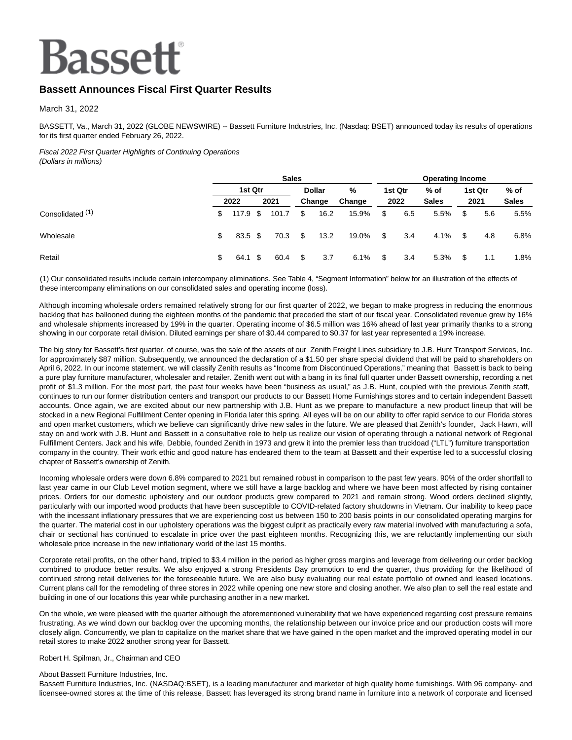# Bassett

## Bassett Announces Fiscal First Quarter Results

March 31, 2022

BASSETT, Va., March 31, 2022 (GLOBE NEWSWIRE) -- Bassett Furniture Industries, Inc. (Nasdaq: BSET) announced today its results of operations for its first quarter ended February 26, 2022.

*Fiscal 2022 First Quarter Highlights of Continuing Operations*
*(Dollars in millions)*

| | Sales | | | | Operating Income | | | |
|---|---|---|---|---|---|---|---|---|
| | 1st Qtr | | Dollar | % | 1st Qtr | % of | 1st Qtr | % of |
| | 2022 | 2021 | Change | Change | 2022 | Sales | 2021 | Sales |
| Consolidated (1) | $ 117.9 | $ 101.7 | $ 16.2 | 15.9% | $ 6.5 | 5.5% | $ 5.6 | 5.5% |
| Wholesale | $ 83.5 | $ 70.3 | $ 13.2 | 19.0% | $ 3.4 | 4.1% | $ 4.8 | 6.8% |
| Retail | $ 64.1 | $ 60.4 | $ 3.7 | 6.1% | $ 3.4 | 5.3% | $ 1.1 | 1.8% |

(1) Our consolidated results include certain intercompany eliminations. See Table 4, "Segment Information" below for an illustration of the effects of these intercompany eliminations on our consolidated sales and operating income (loss).

Although incoming wholesale orders remained relatively strong for our first quarter of 2022, we began to make progress in reducing the enormous backlog that has ballooned during the eighteen months of the pandemic that preceded the start of our fiscal year. Consolidated revenue grew by 16% and wholesale shipments increased by 19% in the quarter. Operating income of $6.5 million was 16% ahead of last year primarily thanks to a strong showing in our corporate retail division. Diluted earnings per share of $0.44 compared to $0.37 for last year represented a 19% increase.

The big story for Bassett's first quarter, of course, was the sale of the assets of our Zenith Freight Lines subsidiary to J.B. Hunt Transport Services, Inc. for approximately $87 million. Subsequently, we announced the declaration of a $1.50 per share special dividend that will be paid to shareholders on April 6, 2022. In our income statement, we will classify Zenith results as "Income from Discontinued Operations," meaning that Bassett is back to being a pure play furniture manufacturer, wholesaler and retailer. Zenith went out with a bang in its final full quarter under Bassett ownership, recording a net profit of $1.3 million. For the most part, the past four weeks have been "business as usual," as J.B. Hunt, coupled with the previous Zenith staff, continues to run our former distribution centers and transport our products to our Bassett Home Furnishings stores and to certain independent Bassett accounts. Once again, we are excited about our new partnership with J.B. Hunt as we prepare to manufacture a new product lineup that will be stocked in a new Regional Fulfillment Center opening in Florida later this spring. All eyes will be on our ability to offer rapid service to our Florida stores and open market customers, which we believe can significantly drive new sales in the future. We are pleased that Zenith's founder, Jack Hawn, will stay on and work with J.B. Hunt and Bassett in a consultative role to help us realize our vision of operating through a national network of Regional Fulfillment Centers. Jack and his wife, Debbie, founded Zenith in 1973 and grew it into the premier less than truckload ("LTL") furniture transportation company in the country. Their work ethic and good nature has endeared them to the team at Bassett and their expertise led to a successful closing chapter of Bassett's ownership of Zenith.

Incoming wholesale orders were down 6.8% compared to 2021 but remained robust in comparison to the past few years. 90% of the order shortfall to last year came in our Club Level motion segment, where we still have a large backlog and where we have been most affected by rising container prices. Orders for our domestic upholstery and our outdoor products grew compared to 2021 and remain strong. Wood orders declined slightly, particularly with our imported wood products that have been susceptible to COVID-related factory shutdowns in Vietnam. Our inability to keep pace with the incessant inflationary pressures that we are experiencing cost us between 150 to 200 basis points in our consolidated operating margins for the quarter. The material cost in our upholstery operations was the biggest culprit as practically every raw material involved with manufacturing a sofa, chair or sectional has continued to escalate in price over the past eighteen months. Recognizing this, we are reluctantly implementing our sixth wholesale price increase in the new inflationary world of the last 15 months.

Corporate retail profits, on the other hand, tripled to $3.4 million in the period as higher gross margins and leverage from delivering our order backlog combined to produce better results. We also enjoyed a strong Presidents Day promotion to end the quarter, thus providing for the likelihood of continued strong retail deliveries for the foreseeable future. We are also busy evaluating our real estate portfolio of owned and leased locations. Current plans call for the remodeling of three stores in 2022 while opening one new store and closing another. We also plan to sell the real estate and building in one of our locations this year while purchasing another in a new market.

On the whole, we were pleased with the quarter although the aforementioned vulnerability that we have experienced regarding cost pressure remains frustrating. As we wind down our backlog over the upcoming months, the relationship between our invoice price and our production costs will more closely align. Concurrently, we plan to capitalize on the market share that we have gained in the open market and the improved operating model in our retail stores to make 2022 another strong year for Bassett.

Robert H. Spilman, Jr., Chairman and CEO

About Bassett Furniture Industries, Inc.
Bassett Furniture Industries, Inc. (NASDAQ:BSET), is a leading manufacturer and marketer of high quality home furnishings. With 96 company- and licensee-owned stores at the time of this release, Bassett has leveraged its strong brand name in furniture into a network of corporate and licensed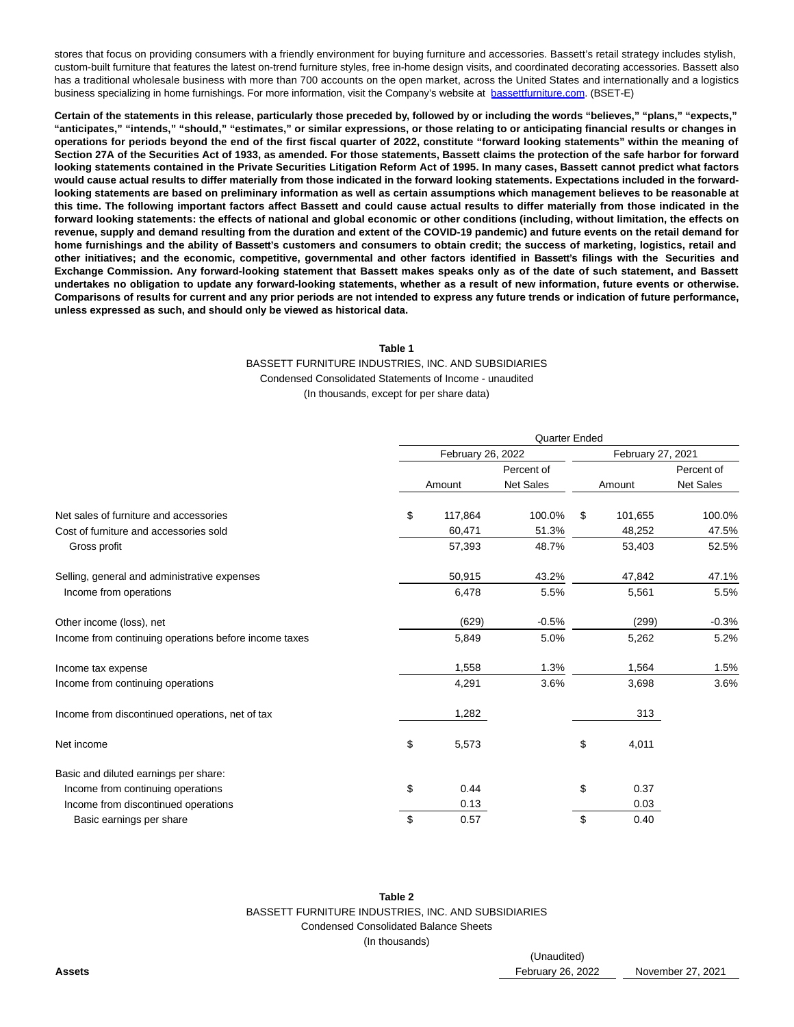stores that focus on providing consumers with a friendly environment for buying furniture and accessories. Bassett's retail strategy includes stylish, custom-built furniture that features the latest on-trend furniture styles, free in-home design visits, and coordinated decorating accessories. Bassett also has a traditional wholesale business with more than 700 accounts on the open market, across the United States and internationally and a logistics business specializing in home furnishings. For more information, visit the Company's website at [bassettfurniture.com](bassettfurniture.com). (BSET-E)

**Certain of the statements in this release, particularly those preceded by, followed by or including the words "believes," "plans," "expects," "anticipates," "intends," "should," "estimates," or similar expressions, or those relating to or anticipating financial results or changes in operations for periods beyond the end of the first fiscal quarter of 2022, constitute "forward looking statements" within the meaning of Section 27A of the Securities Act of 1933, as amended. For those statements, Bassett claims the protection of the safe harbor for forward looking statements contained in the Private Securities Litigation Reform Act of 1995. In many cases, Bassett cannot predict what factors would cause actual results to differ materially from those indicated in the forward looking statements. Expectations included in the forward-looking statements are based on preliminary information as well as certain assumptions which management believes to be reasonable at this time. The following important factors affect Bassett and could cause actual results to differ materially from those indicated in the forward looking statements: the effects of national and global economic or other conditions (including, without limitation, the effects on revenue, supply and demand resulting from the duration and extent of the COVID-19 pandemic) and future events on the retail demand for home furnishings and the ability of Bassett's customers and consumers to obtain credit; the success of marketing, logistics, retail and other initiatives; and the economic, competitive, governmental and other factors identified in Bassett's filings with the Securities and Exchange Commission. Any forward-looking statement that Bassett makes speaks only as of the date of such statement, and Bassett undertakes no obligation to update any forward-looking statements, whether as a result of new information, future events or otherwise. Comparisons of results for current and any prior periods are not intended to express any future trends or indication of future performance, unless expressed as such, and should only be viewed as historical data.**

**Table 1**

BASSETT FURNITURE INDUSTRIES, INC. AND SUBSIDIARIES

Condensed Consolidated Statements of Income - unaudited

(In thousands, except for per share data)

| | Quarter Ended | | | |
|---|---|---|---|---|
| | February 26, 2022 | | February 27, 2021 | |
| | Amount | Percent of Net Sales | Amount | Percent of Net Sales |
| Net sales of furniture and accessories | $ 117,864 | 100.0% | $ 101,655 | 100.0% |
| Cost of furniture and accessories sold | 60,471 | 51.3% | 48,252 | 47.5% |
| Gross profit | 57,393 | 48.7% | 53,403 | 52.5% |
| Selling, general and administrative expenses | 50,915 | 43.2% | 47,842 | 47.1% |
| Income from operations | 6,478 | 5.5% | 5,561 | 5.5% |
| Other income (loss), net | (629) | -0.5% | (299) | -0.3% |
| Income from continuing operations before income taxes | 5,849 | 5.0% | 5,262 | 5.2% |
| Income tax expense | 1,558 | 1.3% | 1,564 | 1.5% |
| Income from continuing operations | 4,291 | 3.6% | 3,698 | 3.6% |
| Income from discontinued operations, net of tax | 1,282 | | 313 | |
| Net income | $ 5,573 | | $ 4,011 | |
| Basic and diluted earnings per share: | | | | |
| Income from continuing operations | $ 0.44 | | $ 0.37 | |
| Income from discontinued operations | 0.13 | | 0.03 | |
| Basic earnings per share | $ 0.57 | | $ 0.40 | |

**Table 2**

BASSETT FURNITURE INDUSTRIES, INC. AND SUBSIDIARIES

Condensed Consolidated Balance Sheets

(In thousands)

| | (Unaudited) February 26, 2022 | November 27, 2021 |
|---|---|---|
| **Assets** | | |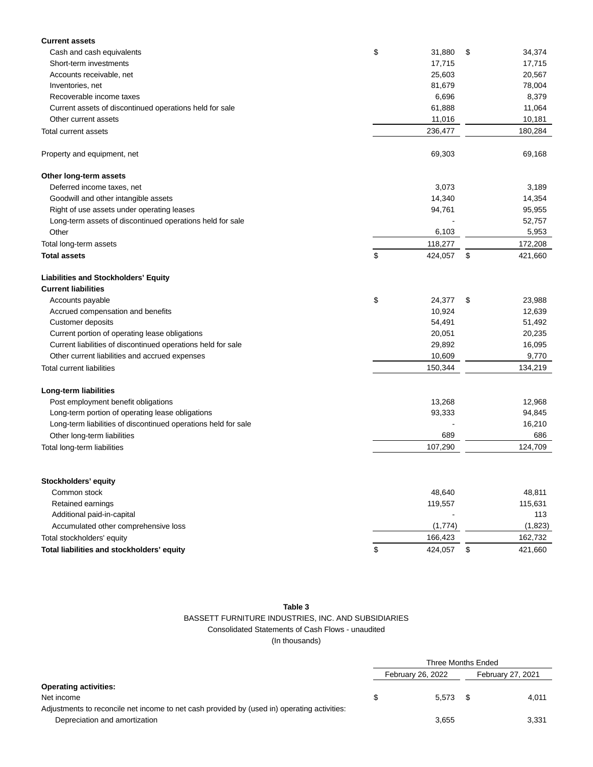| | | |
|---|---|---|
| **Current assets** | | |
| Cash and cash equivalents | $ 31,880 | $ 34,374 |
| Short-term investments | 17,715 | 17,715 |
| Accounts receivable, net | 25,603 | 20,567 |
| Inventories, net | 81,679 | 78,004 |
| Recoverable income taxes | 6,696 | 8,379 |
| Current assets of discontinued operations held for sale | 61,888 | 11,064 |
| Other current assets | 11,016 | 10,181 |
| Total current assets | 236,477 | 180,284 |
| | | |
| Property and equipment, net | 69,303 | 69,168 |
| | | |
| **Other long-term assets** | | |
| Deferred income taxes, net | 3,073 | 3,189 |
| Goodwill and other intangible assets | 14,340 | 14,354 |
| Right of use assets under operating leases | 94,761 | 95,955 |
| Long-term assets of discontinued operations held for sale | - | 52,757 |
| Other | 6,103 | 5,953 |
| Total long-term assets | 118,277 | 172,208 |
| **Total assets** | $ 424,057 | $ 421,660 |
| | | |
| **Liabilities and Stockholders' Equity** | | |
| **Current liabilities** | | |
| Accounts payable | $ 24,377 | $ 23,988 |
| Accrued compensation and benefits | 10,924 | 12,639 |
| Customer deposits | 54,491 | 51,492 |
| Current portion of operating lease obligations | 20,051 | 20,235 |
| Current liabilities of discontinued operations held for sale | 29,892 | 16,095 |
| Other current liabilities and accrued expenses | 10,609 | 9,770 |
| Total current liabilities | 150,344 | 134,219 |
| | | |
| **Long-term liabilities** | | |
| Post employment benefit obligations | 13,268 | 12,968 |
| Long-term portion of operating lease obligations | 93,333 | 94,845 |
| Long-term liabilities of discontinued operations held for sale | - | 16,210 |
| Other long-term liabilities | 689 | 686 |
| Total long-term liabilities | 107,290 | 124,709 |
| | | |
| **Stockholders' equity** | | |
| Common stock | 48,640 | 48,811 |
| Retained earnings | 119,557 | 115,631 |
| Additional paid-in-capital | - | 113 |
| Accumulated other comprehensive loss | (1,774) | (1,823) |
| Total stockholders' equity | 166,423 | 162,732 |
| **Total liabilities and stockholders' equity** | $ 424,057 | $ 421,660 |

**Table 3**

BASSETT FURNITURE INDUSTRIES, INC. AND SUBSIDIARIES

Consolidated Statements of Cash Flows - unaudited

(In thousands)

| | Three Months Ended | |
|---|---|---|
| | February 26, 2022 | February 27, 2021 |
| **Operating activities:** | | |
| Net income | $ 5,573 | $ 4,011 |
| Adjustments to reconcile net income to net cash provided by (used in) operating activities: | | |
| Depreciation and amortization | 3,655 | 3,331 |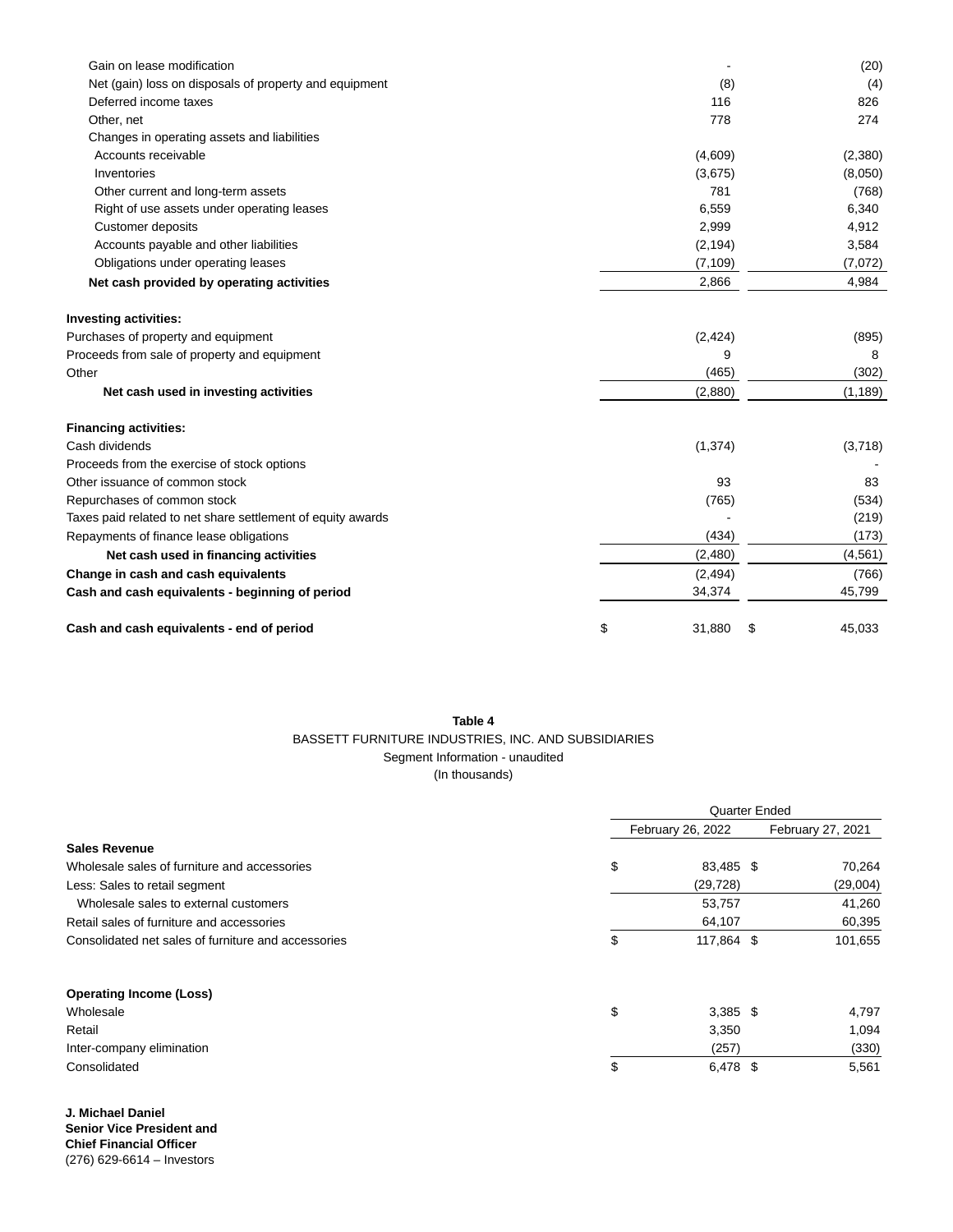| | | |
|---|---|---|
| Gain on lease modification | - | (20) |
| Net (gain) loss on disposals of property and equipment | (8) | (4) |
| Deferred income taxes | 116 | 826 |
| Other, net | 778 | 274 |
| Changes in operating assets and liabilities | | |
| Accounts receivable | (4,609) | (2,380) |
| Inventories | (3,675) | (8,050) |
| Other current and long-term assets | 781 | (768) |
| Right of use assets under operating leases | 6,559 | 6,340 |
| Customer deposits | 2,999 | 4,912 |
| Accounts payable and other liabilities | (2,194) | 3,584 |
| Obligations under operating leases | (7,109) | (7,072) |
| **Net cash provided by operating activities** | 2,866 | 4,984 |
| | | |
| **Investing activities:** | | |
| Purchases of property and equipment | (2,424) | (895) |
| Proceeds from sale of property and equipment | 9 | 8 |
| Other | (465) | (302) |
| **Net cash used in investing activities** | (2,880) | (1,189) |
| | | |
| **Financing activities:** | | |
| Cash dividends | (1,374) | (3,718) |
| Proceeds from the exercise of stock options | | - |
| Other issuance of common stock | 93 | 83 |
| Repurchases of common stock | (765) | (534) |
| Taxes paid related to net share settlement of equity awards | - | (219) |
| Repayments of finance lease obligations | (434) | (173) |
| **Net cash used in financing activities** | (2,480) | (4,561) |
| **Change in cash and cash equivalents** | (2,494) | (766) |
| **Cash and cash equivalents - beginning of period** | 34,374 | 45,799 |
| | | |
| **Cash and cash equivalents - end of period** | $ 31,880 | $ 45,033 |

**Table 4**

BASSETT FURNITURE INDUSTRIES, INC. AND SUBSIDIARIES

Segment Information - unaudited

(In thousands)

| | Quarter Ended | |
|---|---|---|
| | February 26, 2022 | February 27, 2021 |
| **Sales Revenue** | | |
| Wholesale sales of furniture and accessories | $ 83,485 | $ 70,264 |
| Less: Sales to retail segment | (29,728) | (29,004) |
| Wholesale sales to external customers | 53,757 | 41,260 |
| Retail sales of furniture and accessories | 64,107 | 60,395 |
| Consolidated net sales of furniture and accessories | $ 117,864 | $ 101,655 |
| | | |
| **Operating Income (Loss)** | | |
| Wholesale | $ 3,385 | $ 4,797 |
| Retail | 3,350 | 1,094 |
| Inter-company elimination | (257) | (330) |
| Consolidated | $ 6,478 | $ 5,561 |

**J. Michael Daniel**
**Senior Vice President and**
**Chief Financial Officer**
(276) 629-6614 – Investors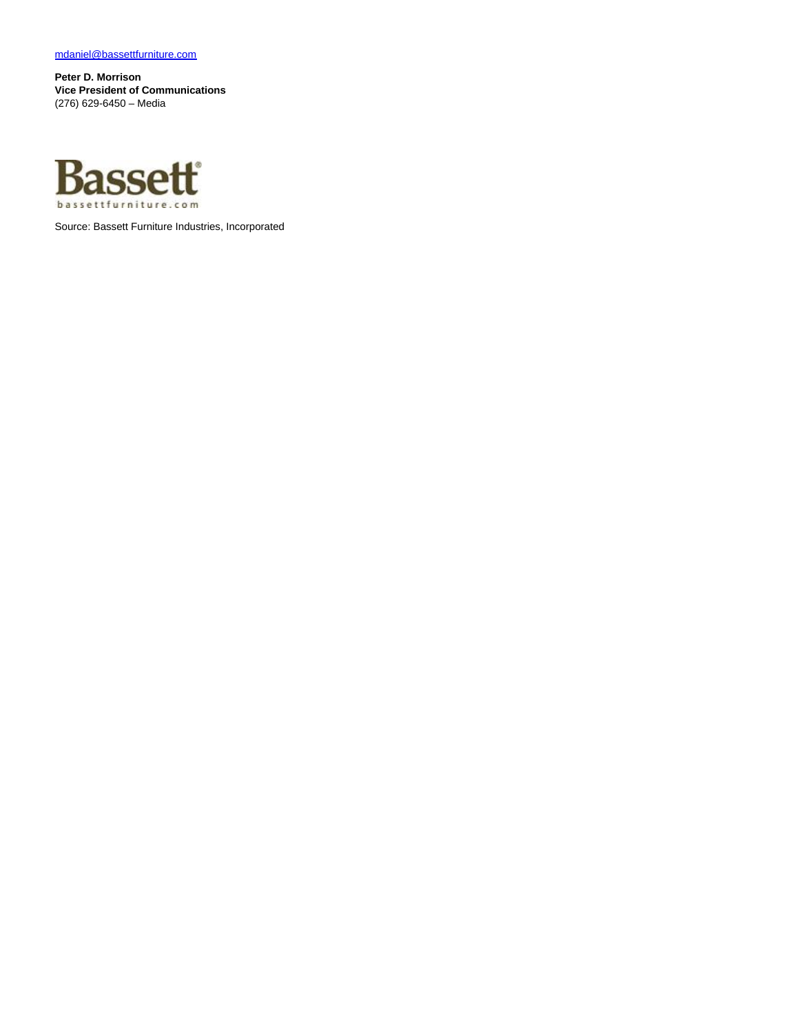mdaniel@bassettfurniture.com

**Peter D. Morrison**
**Vice President of Communications**
(276) 629-6450 – Media

Source: Bassett Furniture Industries, Incorporated